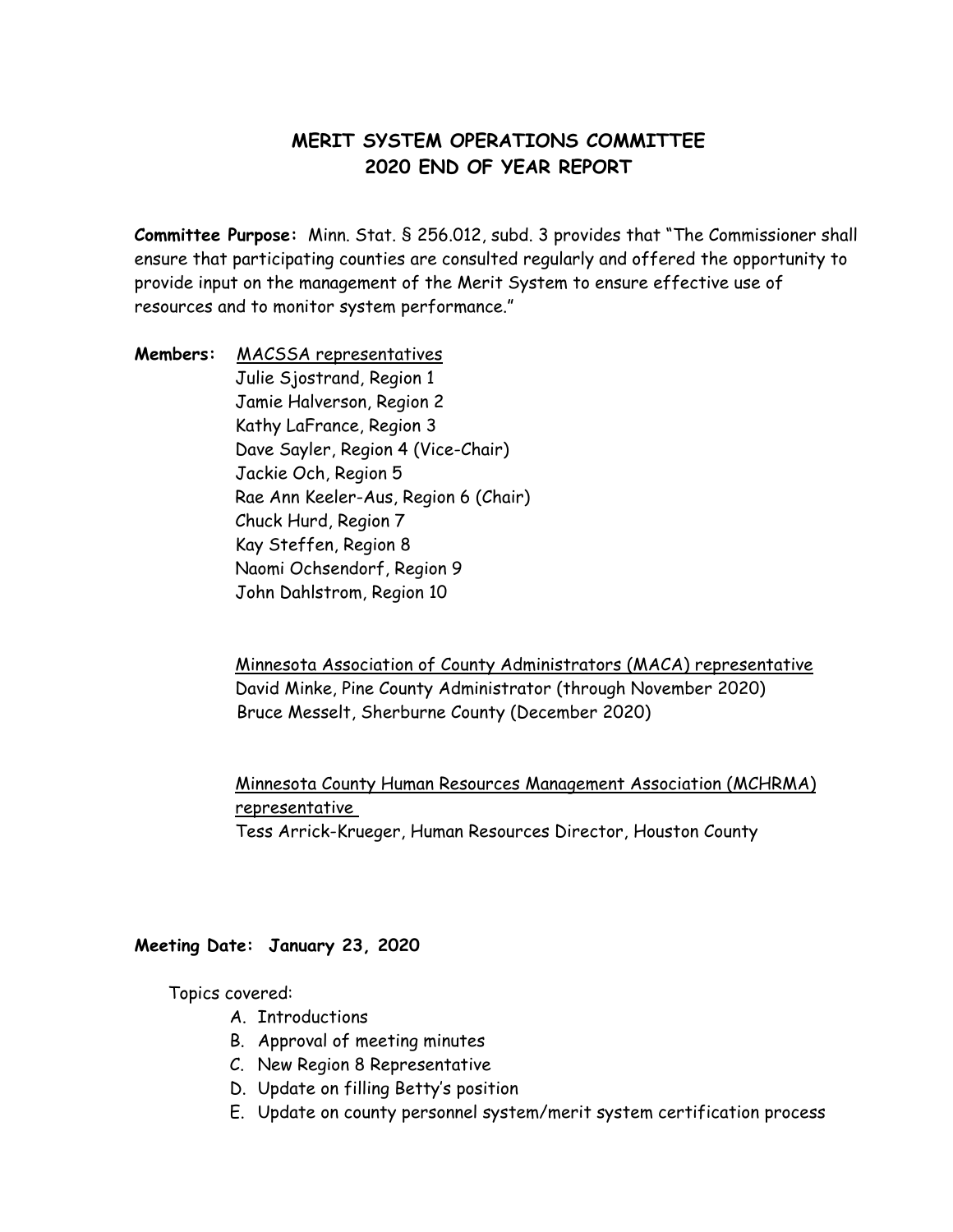# MERIT SYSTEM OPERATIONS COMMITTEE
# 2020 END OF YEAR REPORT

**Committee Purpose:** Minn. Stat. § 256.012, subd. 3 provides that "The Commissioner shall ensure that participating counties are consulted regularly and offered the opportunity to provide input on the management of the Merit System to ensure effective use of resources and to monitor system performance."

**Members:**

<u>MACSSA representatives</u>
Julie Sjostrand, Region 1
Jamie Halverson, Region 2
Kathy LaFrance, Region 3
Dave Sayler, Region 4 (Vice-Chair)
Jackie Och, Region 5
Rae Ann Keeler-Aus, Region 6 (Chair)
Chuck Hurd, Region 7
Kay Steffen, Region 8
Naomi Ochsendorf, Region 9
John Dahlstrom, Region 10

<u>Minnesota Association of County Administrators (MACA) representative</u>
David Minke, Pine County Administrator (through November 2020)
Bruce Messelt, Sherburne County (December 2020)

<u>Minnesota County Human Resources Management Association (MCHRMA) representative</u>
Tess Arrick-Krueger, Human Resources Director, Houston County

**Meeting Date: January 23, 2020**

Topics covered:

A. Introductions
B. Approval of meeting minutes
C. New Region 8 Representative
D. Update on filling Betty's position
E. Update on county personnel system/merit system certification process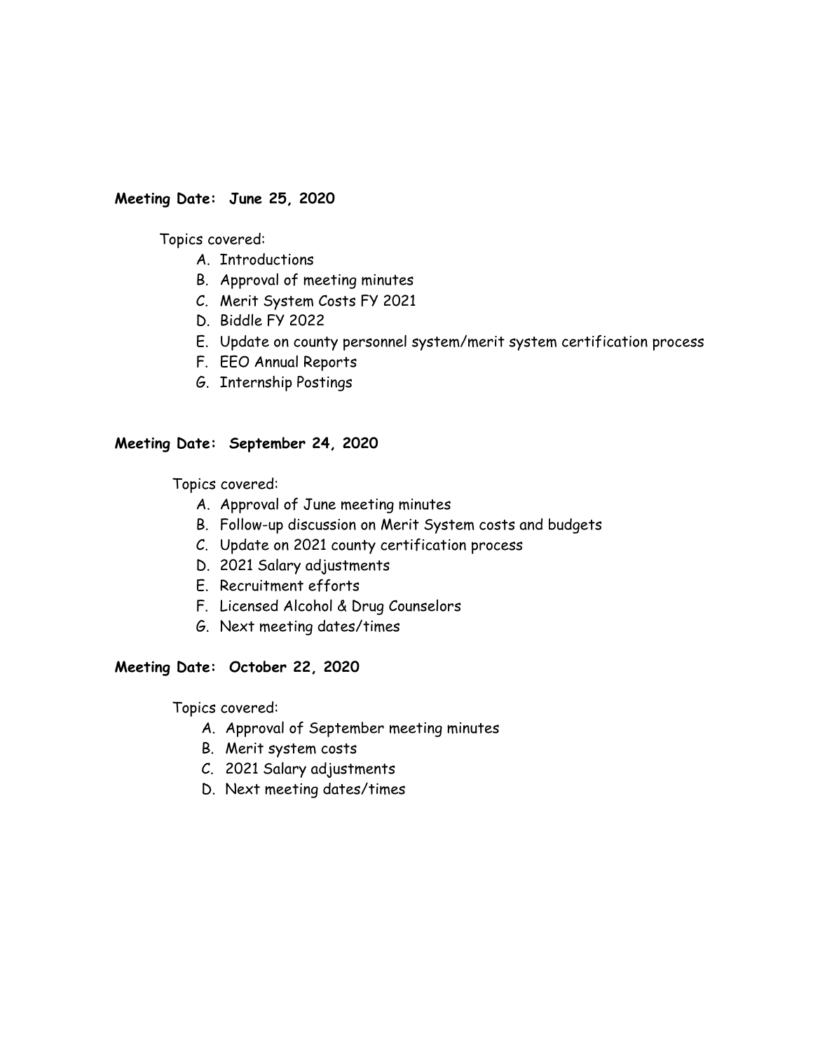**Meeting Date: June 25, 2020**

Topics covered:

A. Introductions
B. Approval of meeting minutes
C. Merit System Costs FY 2021
D. Biddle FY 2022
E. Update on county personnel system/merit system certification process
F. EEO Annual Reports
G. Internship Postings

**Meeting Date: September 24, 2020**

Topics covered:

A. Approval of June meeting minutes
B. Follow-up discussion on Merit System costs and budgets
C. Update on 2021 county certification process
D. 2021 Salary adjustments
E. Recruitment efforts
F. Licensed Alcohol & Drug Counselors
G. Next meeting dates/times

**Meeting Date: October 22, 2020**

Topics covered:

A. Approval of September meeting minutes
B. Merit system costs
C. 2021 Salary adjustments
D. Next meeting dates/times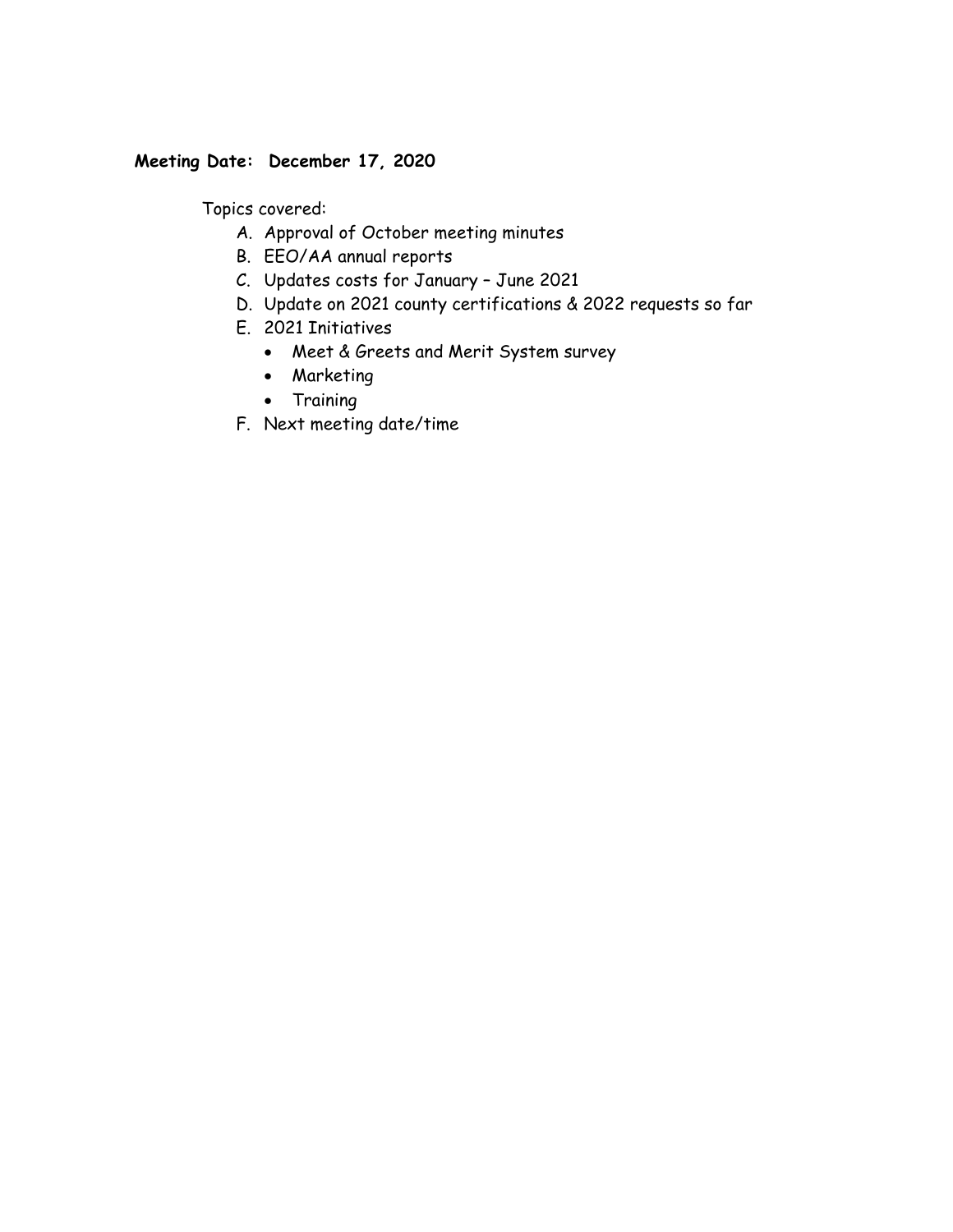**Meeting Date: December 17, 2020**

Topics covered:

A. Approval of October meeting minutes
B. EEO/AA annual reports
C. Updates costs for January – June 2021
D. Update on 2021 county certifications & 2022 requests so far
E. 2021 Initiatives
   - Meet & Greets and Merit System survey
   - Marketing
   - Training
F. Next meeting date/time